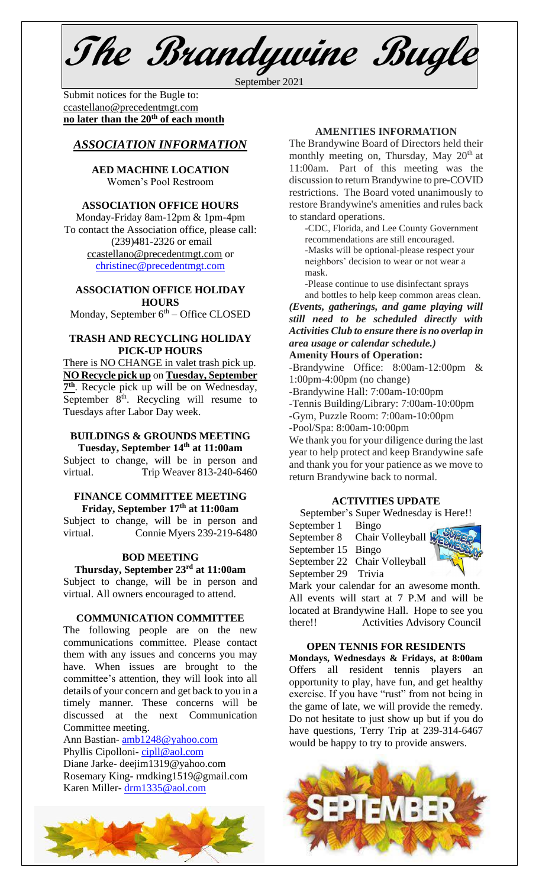# The Brandywine Bugle

September 2021

Submit notices for the Bugle to: ccastellano@precedentmgt.com
**no later than the 20th of each month**

## *ASSOCIATION INFORMATION*

**AED MACHINE LOCATION**
Women's Pool Restroom

**ASSOCIATION OFFICE HOURS**
Monday-Friday 8am-12pm & 1pm-4pm
To contact the Association office, please call: (239)481-2326 or email ccastellano@precedentmgt.com or christinec@precedentmgt.com

**ASSOCIATION OFFICE HOLIDAY HOURS**
Monday, September 6th – Office CLOSED

**TRASH AND RECYCLING HOLIDAY PICK-UP HOURS**

There is NO CHANGE in valet trash pick up. **NO Recycle pick up** on **Tuesday, September 7th**. Recycle pick up will be on Wednesday, September 8th. Recycling will resume to Tuesdays after Labor Day week.

**BUILDINGS & GROUNDS MEETING**
**Tuesday, September 14th at 11:00am**
Subject to change, will be in person and virtual. Trip Weaver 813-240-6460

**FINANCE COMMITTEE MEETING**
**Friday, September 17th at 11:00am**
Subject to change, will be in person and virtual. Connie Myers 239-219-6480

**BOD MEETING**
**Thursday, September 23rd at 11:00am**
Subject to change, will be in person and virtual. All owners encouraged to attend.

**COMMUNICATION COMMITTEE**

The following people are on the new communications committee. Please contact them with any issues and concerns you may have. When issues are brought to the committee's attention, they will look into all details of your concern and get back to you in a timely manner. These concerns will be discussed at the next Communication Committee meeting.

Ann Bastian- amb1248@yahoo.com
Phyllis Cipolloni- cipll@aol.com
Diane Jarke- deejim1319@yahoo.com
Rosemary King- rmdking1519@gmail.com
Karen Miller- drm1335@aol.com

**AMENITIES INFORMATION**

The Brandywine Board of Directors held their monthly meeting on, Thursday, May 20th at 11:00am. Part of this meeting was the discussion to return Brandywine to pre-COVID restrictions. The Board voted unanimously to restore Brandywine's amenities and rules back to standard operations.

- CDC, Florida, and Lee County Government recommendations are still encouraged.
- Masks will be optional-please respect your neighbors' decision to wear or not wear a mask.
- Please continue to use disinfectant sprays and bottles to help keep common areas clean.

***(Events, gatherings, and game playing will still need to be scheduled directly with Activities Club to ensure there is no overlap in area usage or calendar schedule.)***

**Amenity Hours of Operation:**

- Brandywine Office: 8:00am-12:00pm & 1:00pm-4:00pm (no change)
- Brandywine Hall: 7:00am-10:00pm
- Tennis Building/Library: 7:00am-10:00pm
- Gym, Puzzle Room: 7:00am-10:00pm
- Pool/Spa: 8:00am-10:00pm

We thank you for your diligence during the last year to help protect and keep Brandywine safe and thank you for your patience as we move to return Brandywine back to normal.

**ACTIVITIES UPDATE**

September's Super Wednesday is Here!!

September 1 Bingo
September 8 Chair Volleyball
September 15 Bingo
September 22 Chair Volleyball
September 29 Trivia

Mark your calendar for an awesome month. All events will start at 7 P.M and will be located at Brandywine Hall. Hope to see you there!! Activities Advisory Council

**OPEN TENNIS FOR RESIDENTS**

**Mondays, Wednesdays & Fridays, at 8:00am** Offers all resident tennis players an opportunity to play, have fun, and get healthy exercise. If you have "rust" from not being in the game of late, we will provide the remedy. Do not hesitate to just show up but if you do have questions, Terry Trip at 239-314-6467 would be happy to try to provide answers.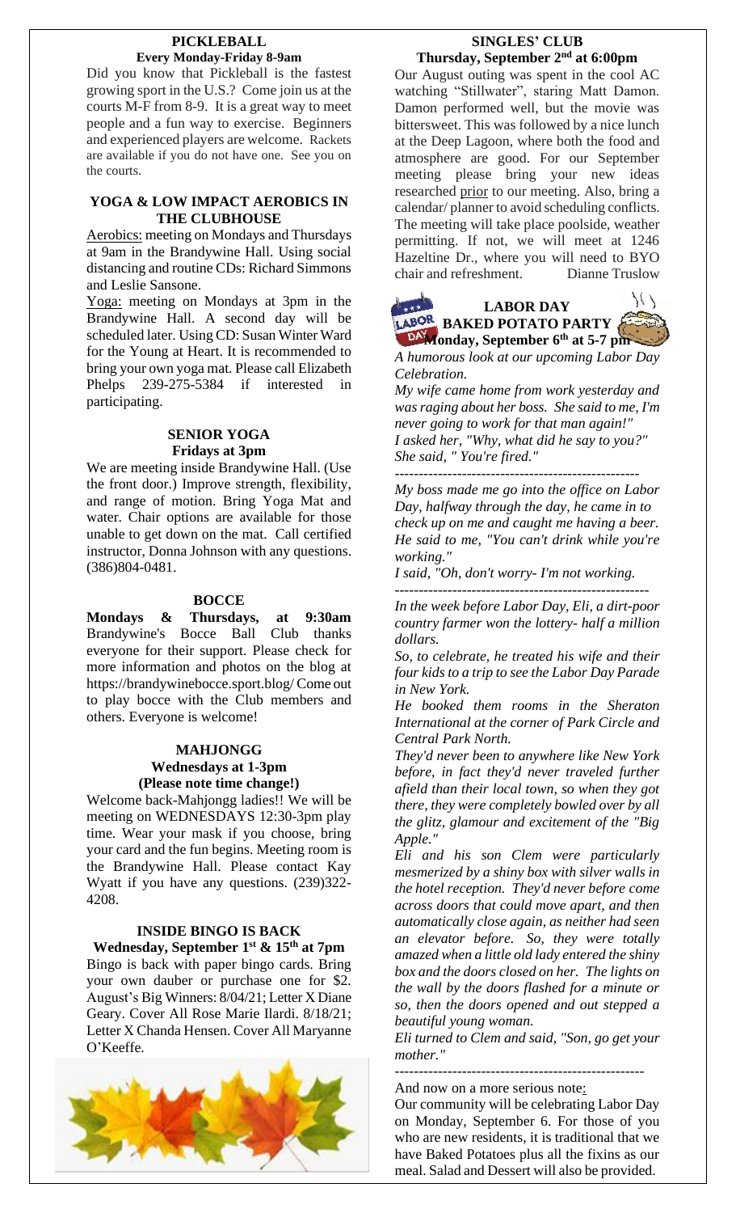## PICKLEBALL

**Every Monday-Friday 8-9am**

Did you know that Pickleball is the fastest growing sport in the U.S.? Come join us at the courts M-F from 8-9. It is a great way to meet people and a fun way to exercise. Beginners and experienced players are welcome. Rackets are available if you do not have one. See you on the courts.

## YOGA & LOW IMPACT AEROBICS IN THE CLUBHOUSE

Aerobics: meeting on Mondays and Thursdays at 9am in the Brandywine Hall. Using social distancing and routine CDs: Richard Simmons and Leslie Sansone.

Yoga: meeting on Mondays at 3pm in the Brandywine Hall. A second day will be scheduled later. Using CD: Susan Winter Ward for the Young at Heart. It is recommended to bring your own yoga mat. Please call Elizabeth Phelps 239-275-5384 if interested in participating.

## SENIOR YOGA

**Fridays at 3pm**

We are meeting inside Brandywine Hall. (Use the front door.) Improve strength, flexibility, and range of motion. Bring Yoga Mat and water. Chair options are available for those unable to get down on the mat. Call certified instructor, Donna Johnson with any questions. (386)804-0481.

## BOCCE

**Mondays & Thursdays, at 9:30am** Brandywine's Bocce Ball Club thanks everyone for their support. Please check for more information and photos on the blog at https://brandywinebocce.sport.blog/ Come out to play bocce with the Club members and others. Everyone is welcome!

## MAHJONGG

**Wednesdays at 1-3pm**

**(Please note time change!)**

Welcome back-Mahjongg ladies!! We will be meeting on WEDNESDAYS 12:30-3pm play time. Wear your mask if you choose, bring your card and the fun begins. Meeting room is the Brandywine Hall. Please contact Kay Wyatt if you have any questions. (239)322-4208.

## INSIDE BINGO IS BACK

**Wednesday, September 1st & 15th at 7pm**

Bingo is back with paper bingo cards. Bring your own dauber or purchase one for $2. August's Big Winners: 8/04/21; Letter X Diane Geary. Cover All Rose Marie Ilardi. 8/18/21; Letter X Chanda Hensen. Cover All Maryanne O'Keeffe.

## SINGLES' CLUB

**Thursday, September 2nd at 6:00pm**

Our August outing was spent in the cool AC watching "Stillwater", staring Matt Damon. Damon performed well, but the movie was bittersweet. This was followed by a nice lunch at the Deep Lagoon, where both the food and atmosphere are good. For our September meeting please bring your new ideas researched prior to our meeting. Also, bring a calendar/ planner to avoid scheduling conflicts. The meeting will take place poolside, weather permitting. If not, we will meet at 1246 Hazeltine Dr., where you will need to BYO chair and refreshment. Dianne Truslow

## LABOR DAY BAKED POTATO PARTY

**Monday, September 6th at 5-7 pm**

*A humorous look at our upcoming Labor Day Celebration.*

*My wife came home from work yesterday and was raging about her boss. She said to me, I'm never going to work for that man again!"*
*I asked her, "Why, what did he say to you?"*
*She said, " You're fired."*

---

*My boss made me go into the office on Labor Day, halfway through the day, he came in to check up on me and caught me having a beer. He said to me, "You can't drink while you're working."*
*I said, "Oh, don't worry- I'm not working.*

---

*In the week before Labor Day, Eli, a dirt-poor country farmer won the lottery- half a million dollars.*

*So, to celebrate, he treated his wife and their four kids to a trip to see the Labor Day Parade in New York.*

*He booked them rooms in the Sheraton International at the corner of Park Circle and Central Park North.*

*They'd never been to anywhere like New York before, in fact they'd never traveled further afield than their local town, so when they got there, they were completely bowled over by all the glitz, glamour and excitement of the "Big Apple."*

*Eli and his son Clem were particularly mesmerized by a shiny box with silver walls in the hotel reception. They'd never before come across doors that could move apart, and then automatically close again, as neither had seen an elevator before. So, they were totally amazed when a little old lady entered the shiny box and the doors closed on her. The lights on the wall by the doors flashed for a minute or so, then the doors opened and out stepped a beautiful young woman.*

*Eli turned to Clem and said, "Son, go get your mother."*

---

And now on a more serious note:

Our community will be celebrating Labor Day on Monday, September 6. For those of you who are new residents, it is traditional that we have Baked Potatoes plus all the fixins as our meal. Salad and Dessert will also be provided.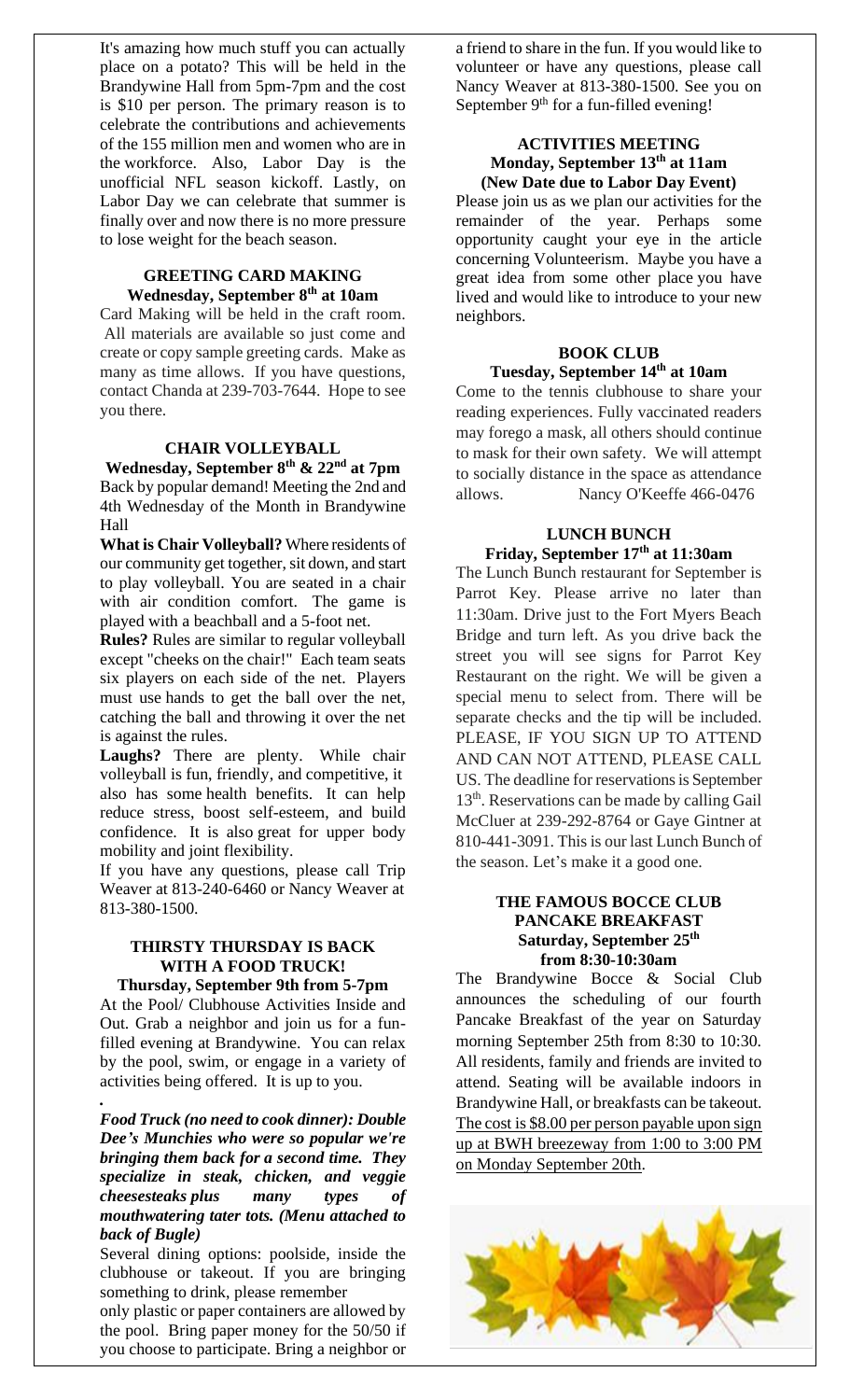It's amazing how much stuff you can actually place on a potato? This will be held in the Brandywine Hall from 5pm-7pm and the cost is $10 per person. The primary reason is to celebrate the contributions and achievements of the 155 million men and women who are in the workforce. Also, Labor Day is the unofficial NFL season kickoff. Lastly, on Labor Day we can celebrate that summer is finally over and now there is no more pressure to lose weight for the beach season.

### GREETING CARD MAKING
**Wednesday, September 8th at 10am**

Card Making will be held in the craft room. All materials are available so just come and create or copy sample greeting cards. Make as many as time allows. If you have questions, contact Chanda at 239-703-7644. Hope to see you there.

### CHAIR VOLLEYBALL
**Wednesday, September 8th & 22nd at 7pm**

Back by popular demand! Meeting the 2nd and 4th Wednesday of the Month in Brandywine Hall

**What is Chair Volleyball?** Where residents of our community get together, sit down, and start to play volleyball. You are seated in a chair with air condition comfort. The game is played with a beachball and a 5-foot net.

**Rules?** Rules are similar to regular volleyball except "cheeks on the chair!" Each team seats six players on each side of the net. Players must use hands to get the ball over the net, catching the ball and throwing it over the net is against the rules.

**Laughs?** There are plenty. While chair volleyball is fun, friendly, and competitive, it also has some health benefits. It can help reduce stress, boost self-esteem, and build confidence. It is also great for upper body mobility and joint flexibility.

If you have any questions, please call Trip Weaver at 813-240-6460 or Nancy Weaver at 813-380-1500.

### THIRSTY THURSDAY IS BACK WITH A FOOD TRUCK!
**Thursday, September 9th from 5-7pm**

At the Pool/ Clubhouse Activities Inside and Out. Grab a neighbor and join us for a fun-filled evening at Brandywine. You can relax by the pool, swim, or engage in a variety of activities being offered. It is up to you.

***Food Truck (no need to cook dinner): Double Dee's Munchies who were so popular we're bringing them back for a second time. They specialize in steak, chicken, and veggie cheesesteaks plus many types of mouthwatering tater tots. (Menu attached to back of Bugle)***

Several dining options: poolside, inside the clubhouse or takeout. If you are bringing something to drink, please remember only plastic or paper containers are allowed by the pool. Bring paper money for the 50/50 if you choose to participate. Bring a neighbor or a friend to share in the fun. If you would like to volunteer or have any questions, please call Nancy Weaver at 813-380-1500. See you on September 9th for a fun-filled evening!

### ACTIVITIES MEETING
**Monday, September 13th at 11am**
**(New Date due to Labor Day Event)**

Please join us as we plan our activities for the remainder of the year. Perhaps some opportunity caught your eye in the article concerning Volunteerism. Maybe you have a great idea from some other place you have lived and would like to introduce to your new neighbors.

### BOOK CLUB
**Tuesday, September 14th at 10am**

Come to the tennis clubhouse to share your reading experiences. Fully vaccinated readers may forego a mask, all others should continue to mask for their own safety. We will attempt to socially distance in the space as attendance allows. Nancy O'Keeffe 466-0476

### LUNCH BUNCH
**Friday, September 17th at 11:30am**

The Lunch Bunch restaurant for September is Parrot Key. Please arrive no later than 11:30am. Drive just to the Fort Myers Beach Bridge and turn left. As you drive back the street you will see signs for Parrot Key Restaurant on the right. We will be given a special menu to select from. There will be separate checks and the tip will be included. PLEASE, IF YOU SIGN UP TO ATTEND AND CAN NOT ATTEND, PLEASE CALL US. The deadline for reservations is September 13th. Reservations can be made by calling Gail McCluer at 239-292-8764 or Gaye Gintner at 810-441-3091. This is our last Lunch Bunch of the season. Let's make it a good one.

### THE FAMOUS BOCCE CLUB PANCAKE BREAKFAST
**Saturday, September 25th from 8:30-10:30am**

The Brandywine Bocce & Social Club announces the scheduling of our fourth Pancake Breakfast of the year on Saturday morning September 25th from 8:30 to 10:30. All residents, family and friends are invited to attend. Seating will be available indoors in Brandywine Hall, or breakfasts can be takeout. The cost is $8.00 per person payable upon sign up at BWH breezeway from 1:00 to 3:00 PM on Monday September 20th.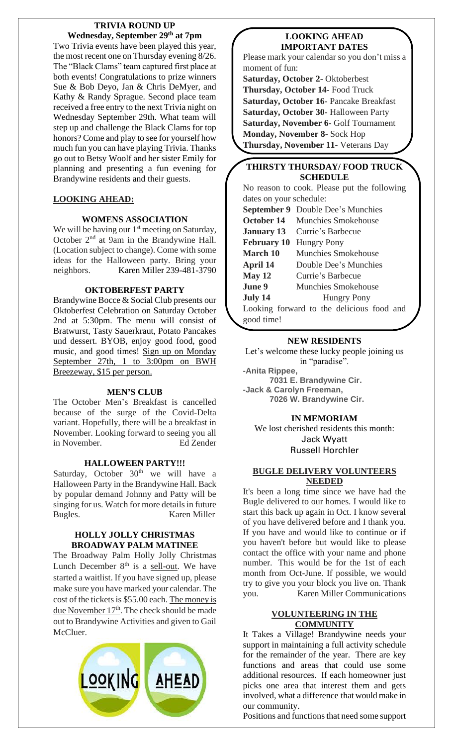## TRIVIA ROUND UP
**Wednesday, September 29th at 7pm**

Two Trivia events have been played this year, the most recent one on Thursday evening 8/26. The "Black Clams" team captured first place at both events! Congratulations to prize winners Sue & Bob Deyo, Jan & Chris DeMyer, and Kathy & Randy Sprague. Second place team received a free entry to the next Trivia night on Wednesday September 29th. What team will step up and challenge the Black Clams for top honors? Come and play to see for yourself how much fun you can have playing Trivia. Thanks go out to Betsy Woolf and her sister Emily for planning and presenting a fun evening for Brandywine residents and their guests.

## LOOKING AHEAD:

### WOMENS ASSOCIATION

We will be having our 1st meeting on Saturday, October 2nd at 9am in the Brandywine Hall. (Location subject to change). Come with some ideas for the Halloween party. Bring your neighbors. Karen Miller 239-481-3790

### OKTOBERFEST PARTY

Brandywine Bocce & Social Club presents our Oktoberfest Celebration on Saturday October 2nd at 5:30pm. The menu will consist of Bratwurst, Tasty Sauerkraut, Potato Pancakes und dessert. BYOB, enjoy good food, good music, and good times! Sign up on Monday September 27th, 1 to 3:00pm on BWH Breezeway, $15 per person.

### MEN'S CLUB

The October Men's Breakfast is cancelled because of the surge of the Covid-Delta variant. Hopefully, there will be a breakfast in November. Looking forward to seeing you all in November. Ed Zender

### HALLOWEEN PARTY!!!

Saturday, October 30th we will have a Halloween Party in the Brandywine Hall. Back by popular demand Johnny and Patty will be singing for us. Watch for more details in future Bugles. Karen Miller

### HOLLY JOLLY CHRISTMAS BROADWAY PALM MATINEE

The Broadway Palm Holly Jolly Christmas Lunch December 8th is a sell-out. We have started a waitlist. If you have signed up, please make sure you have marked your calendar. The cost of the tickets is $55.00 each. The money is due November 17th. The check should be made out to Brandywine Activities and given to Gail McCluer.

## LOOKING AHEAD IMPORTANT DATES

Please mark your calendar so you don't miss a moment of fun:

**Saturday, October 2**- Oktoberbest
**Thursday, October 14**- Food Truck
**Saturday, October 16**- Pancake Breakfast
**Saturday, October 30**- Halloween Party
**Saturday, November 6**- Golf Tournament
**Monday, November 8**- Sock Hop
**Thursday, November 11**- Veterans Day

## THIRSTY THURSDAY/ FOOD TRUCK SCHEDULE

No reason to cook. Please put the following dates on your schedule:

| | |
|---|---|
| **September 9** | Double Dee's Munchies |
| **October 14** | Munchies Smokehouse |
| **January 13** | Currie's Barbecue |
| **February 10** | Hungry Pony |
| **March 10** | Munchies Smokehouse |
| **April 14** | Double Dee's Munchies |
| **May 12** | Currie's Barbecue |
| **June 9** | Munchies Smokehouse |
| **July 14** | Hungry Pony |

Looking forward to the delicious food and good time!

## NEW RESIDENTS

Let's welcome these lucky people joining us in "paradise".

**-Anita Rippee,**
**7031 E. Brandywine Cir.**
**-Jack & Carolyn Freeman,**
**7026 W. Brandywine Cir.**

## IN MEMORIAM

We lost cherished residents this month:
Jack Wyatt
Russell Horchler

## BUGLE DELIVERY VOLUNTEERS NEEDED

It's been a long time since we have had the Bugle delivered to our homes. I would like to start this back up again in Oct. I know several of you have delivered before and I thank you. If you have and would like to continue or if you haven't before but would like to please contact the office with your name and phone number. This would be for the 1st of each month from Oct-June. If possible, we would try to give you your block you live on. Thank you. Karen Miller Communications

## VOLUNTEERING IN THE COMMUNITY

It Takes a Village! Brandywine needs your support in maintaining a full activity schedule for the remainder of the year. There are key functions and areas that could use some additional resources. If each homeowner just picks one area that interest them and gets involved, what a difference that would make in our community.

Positions and functions that need some support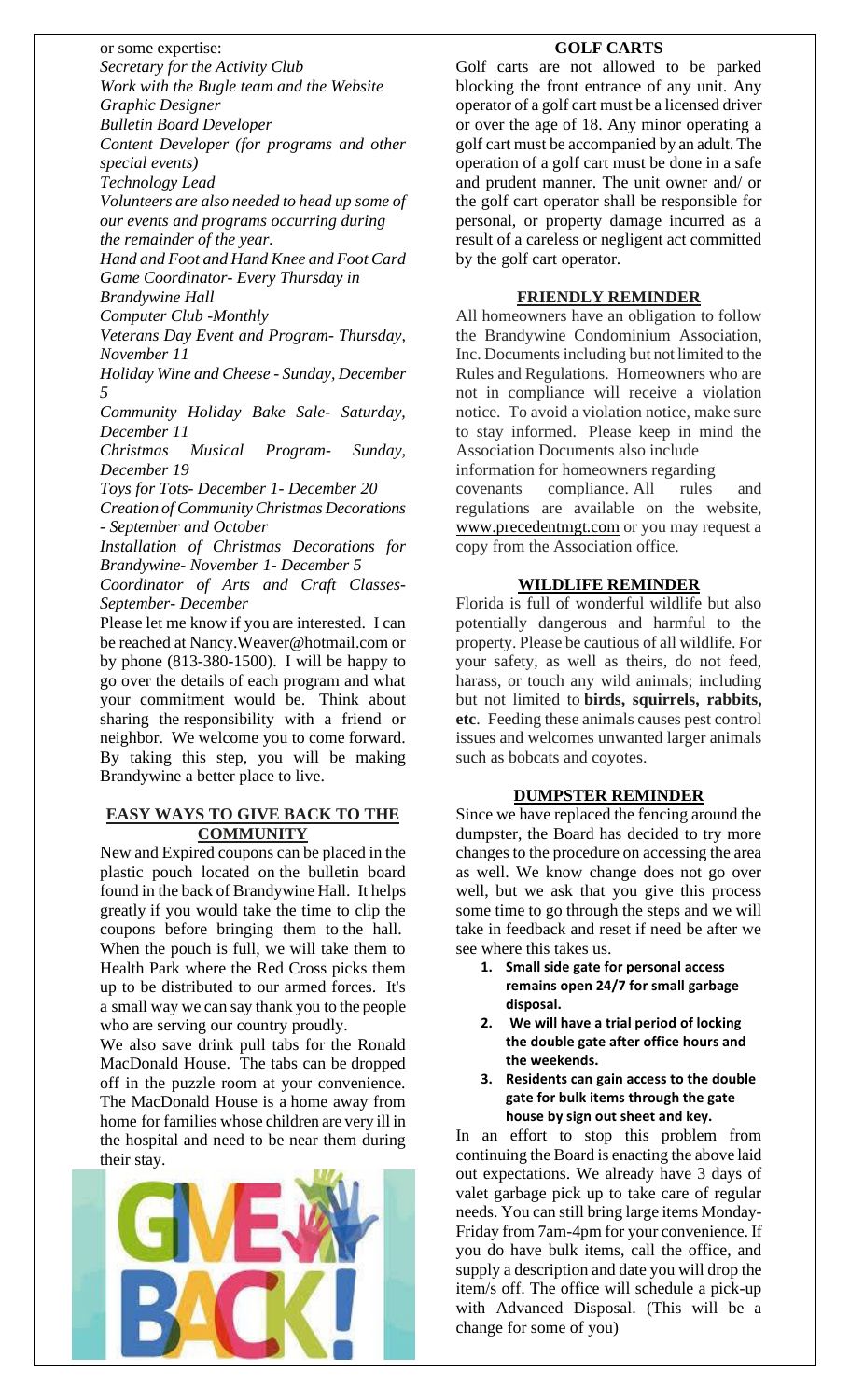or some expertise:

*Secretary for the Activity Club*

*Work with the Bugle team and the Website*

*Graphic Designer*

*Bulletin Board Developer*

*Content Developer (for programs and other special events)*

*Technology Lead*

*Volunteers are also needed to head up some of our events and programs occurring during the remainder of the year.*

*Hand and Foot and Hand Knee and Foot Card Game Coordinator- Every Thursday in Brandywine Hall*

*Computer Club -Monthly*

*Veterans Day Event and Program- Thursday, November 11*

*Holiday Wine and Cheese - Sunday, December 5*

*Community Holiday Bake Sale- Saturday, December 11*

*Christmas Musical Program- Sunday, December 19*

*Toys for Tots- December 1- December 20*

*Creation of Community Christmas Decorations - September and October*

*Installation of Christmas Decorations for Brandywine- November 1- December 5*

*Coordinator of Arts and Craft Classes- September- December*

Please let me know if you are interested. I can be reached at Nancy.Weaver@hotmail.com or by phone (813-380-1500). I will be happy to go over the details of each program and what your commitment would be. Think about sharing the responsibility with a friend or neighbor. We welcome you to come forward. By taking this step, you will be making Brandywine a better place to live.

## EASY WAYS TO GIVE BACK TO THE COMMUNITY

New and Expired coupons can be placed in the plastic pouch located on the bulletin board found in the back of Brandywine Hall. It helps greatly if you would take the time to clip the coupons before bringing them to the hall. When the pouch is full, we will take them to Health Park where the Red Cross picks them up to be distributed to our armed forces. It's a small way we can say thank you to the people who are serving our country proudly.

We also save drink pull tabs for the Ronald MacDonald House. The tabs can be dropped off in the puzzle room at your convenience. The MacDonald House is a home away from home for families whose children are very ill in the hospital and need to be near them during their stay.

GIVE BACK!

## GOLF CARTS

Golf carts are not allowed to be parked blocking the front entrance of any unit. Any operator of a golf cart must be a licensed driver or over the age of 18. Any minor operating a golf cart must be accompanied by an adult. The operation of a golf cart must be done in a safe and prudent manner. The unit owner and/ or the golf cart operator shall be responsible for personal, or property damage incurred as a result of a careless or negligent act committed by the golf cart operator.

## FRIENDLY REMINDER

All homeowners have an obligation to follow the Brandywine Condominium Association, Inc. Documents including but not limited to the Rules and Regulations. Homeowners who are not in compliance will receive a violation notice. To avoid a violation notice, make sure to stay informed. Please keep in mind the Association Documents also include information for homeowners regarding covenants compliance. All rules and regulations are available on the website, www.precedentmgt.com or you may request a copy from the Association office.

## WILDLIFE REMINDER

Florida is full of wonderful wildlife but also potentially dangerous and harmful to the property. Please be cautious of all wildlife. For your safety, as well as theirs, do not feed, harass, or touch any wild animals; including but not limited to **birds, squirrels, rabbits, etc**. Feeding these animals causes pest control issues and welcomes unwanted larger animals such as bobcats and coyotes.

## DUMPSTER REMINDER

Since we have replaced the fencing around the dumpster, the Board has decided to try more changes to the procedure on accessing the area as well. We know change does not go over well, but we ask that you give this process some time to go through the steps and we will take in feedback and reset if need be after we see where this takes us.

1. **Small side gate for personal access remains open 24/7 for small garbage disposal.**
2. **We will have a trial period of locking the double gate after office hours and the weekends.**
3. **Residents can gain access to the double gate for bulk items through the gate house by sign out sheet and key.**

In an effort to stop this problem from continuing the Board is enacting the above laid out expectations. We already have 3 days of valet garbage pick up to take care of regular needs. You can still bring large items Monday-Friday from 7am-4pm for your convenience. If you do have bulk items, call the office, and supply a description and date you will drop the item/s off. The office will schedule a pick-up with Advanced Disposal. (This will be a change for some of you)